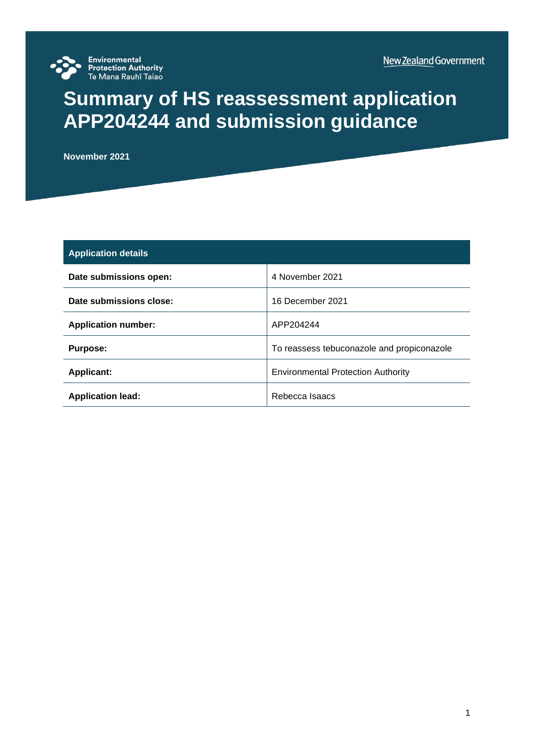Environmental Protection Authority
Te Mana Rauhī Taiao

New Zealand Government

# Summary of HS reassessment application APP204244 and submission guidance

**November 2021**

| Application details | |
|---|---|
| **Date submissions open:** | 4 November 2021 |
| **Date submissions close:** | 16 December 2021 |
| **Application number:** | APP204244 |
| **Purpose:** | To reassess tebuconazole and propiconazole |
| **Applicant:** | Environmental Protection Authority |
| **Application lead:** | Rebecca Isaacs |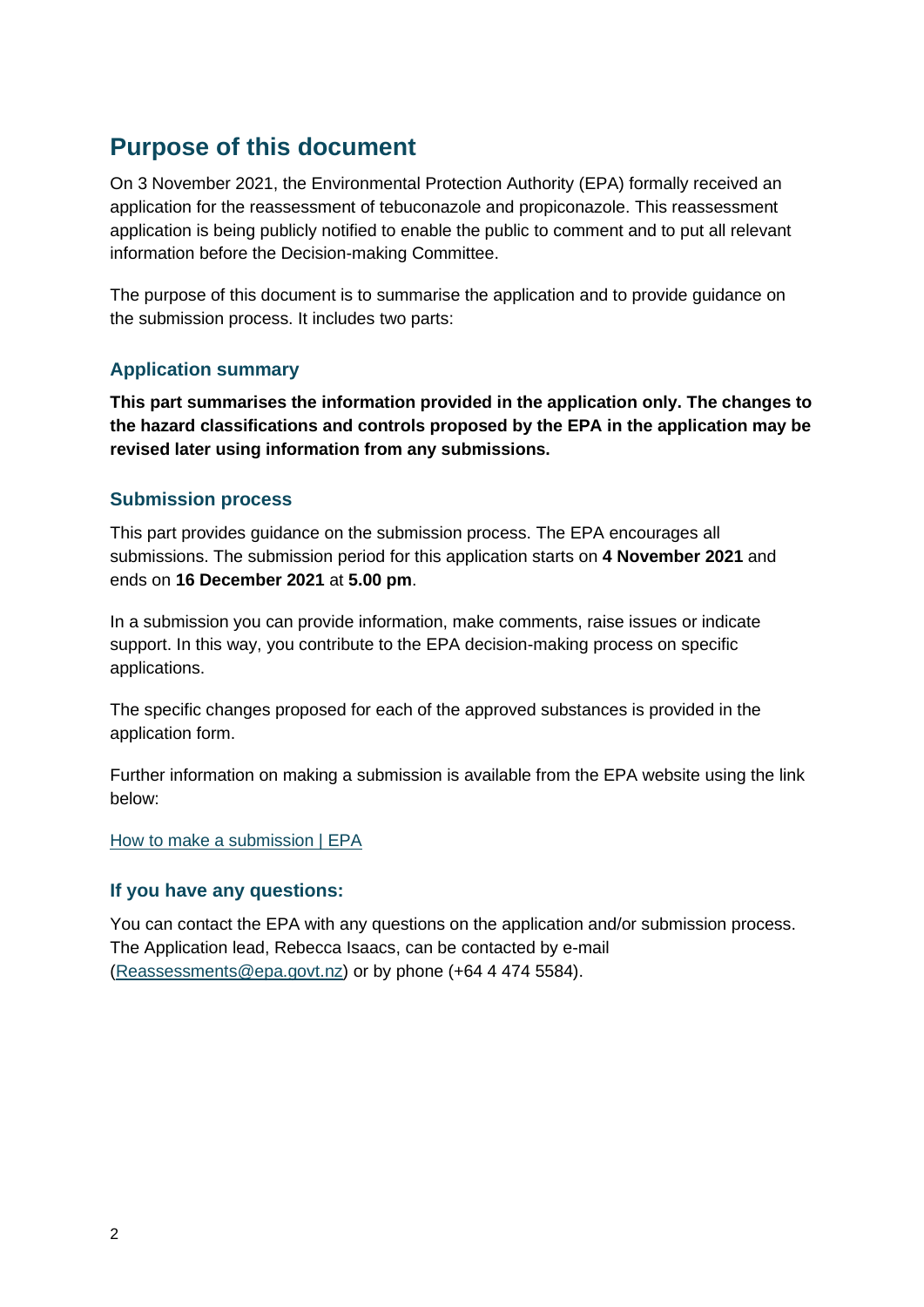# Purpose of this document

On 3 November 2021, the Environmental Protection Authority (EPA) formally received an application for the reassessment of tebuconazole and propiconazole. This reassessment application is being publicly notified to enable the public to comment and to put all relevant information before the Decision-making Committee.

The purpose of this document is to summarise the application and to provide guidance on the submission process. It includes two parts:

## Application summary

**This part summarises the information provided in the application only. The changes to the hazard classifications and controls proposed by the EPA in the application may be revised later using information from any submissions.**

## Submission process

This part provides guidance on the submission process. The EPA encourages all submissions. The submission period for this application starts on **4 November 2021** and ends on **16 December 2021** at **5.00 pm**.

In a submission you can provide information, make comments, raise issues or indicate support. In this way, you contribute to the EPA decision-making process on specific applications.

The specific changes proposed for each of the approved substances is provided in the application form.

Further information on making a submission is available from the EPA website using the link below:

[How to make a submission | EPA]

## If you have any questions:

You can contact the EPA with any questions on the application and/or submission process. The Application lead, Rebecca Isaacs, can be contacted by e-mail (Reassessments@epa.govt.nz) or by phone (+64 4 474 5584).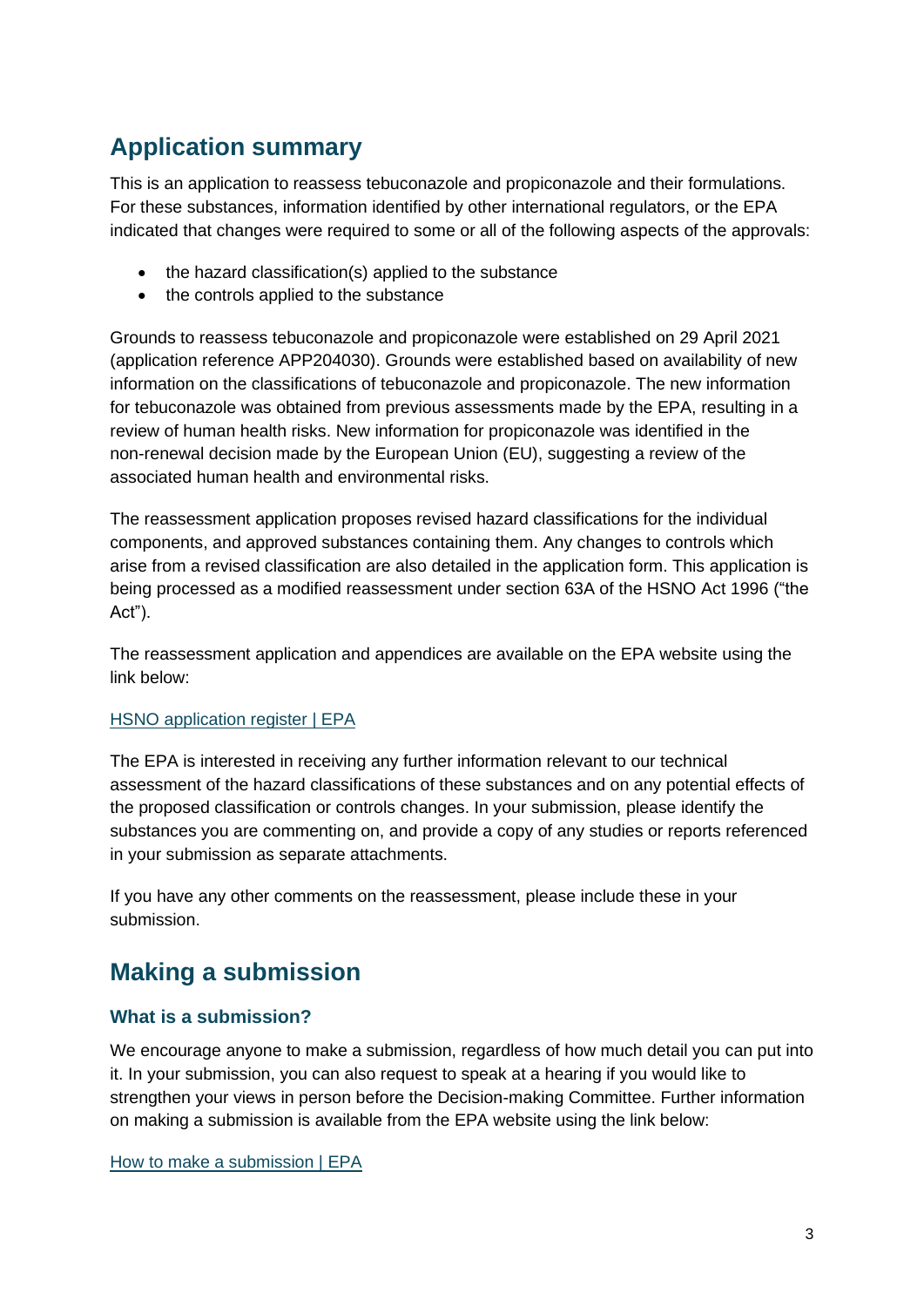## Application summary

This is an application to reassess tebuconazole and propiconazole and their formulations. For these substances, information identified by other international regulators, or the EPA indicated that changes were required to some or all of the following aspects of the approvals:

- the hazard classification(s) applied to the substance
- the controls applied to the substance

Grounds to reassess tebuconazole and propiconazole were established on 29 April 2021 (application reference APP204030). Grounds were established based on availability of new information on the classifications of tebuconazole and propiconazole. The new information for tebuconazole was obtained from previous assessments made by the EPA, resulting in a review of human health risks. New information for propiconazole was identified in the non-renewal decision made by the European Union (EU), suggesting a review of the associated human health and environmental risks.

The reassessment application proposes revised hazard classifications for the individual components, and approved substances containing them. Any changes to controls which arise from a revised classification are also detailed in the application form. This application is being processed as a modified reassessment under section 63A of the HSNO Act 1996 ("the Act").

The reassessment application and appendices are available on the EPA website using the link below:

[HSNO application register | EPA]

The EPA is interested in receiving any further information relevant to our technical assessment of the hazard classifications of these substances and on any potential effects of the proposed classification or controls changes. In your submission, please identify the substances you are commenting on, and provide a copy of any studies or reports referenced in your submission as separate attachments.

If you have any other comments on the reassessment, please include these in your submission.

## Making a submission

### What is a submission?

We encourage anyone to make a submission, regardless of how much detail you can put into it. In your submission, you can also request to speak at a hearing if you would like to strengthen your views in person before the Decision-making Committee. Further information on making a submission is available from the EPA website using the link below:

[How to make a submission | EPA]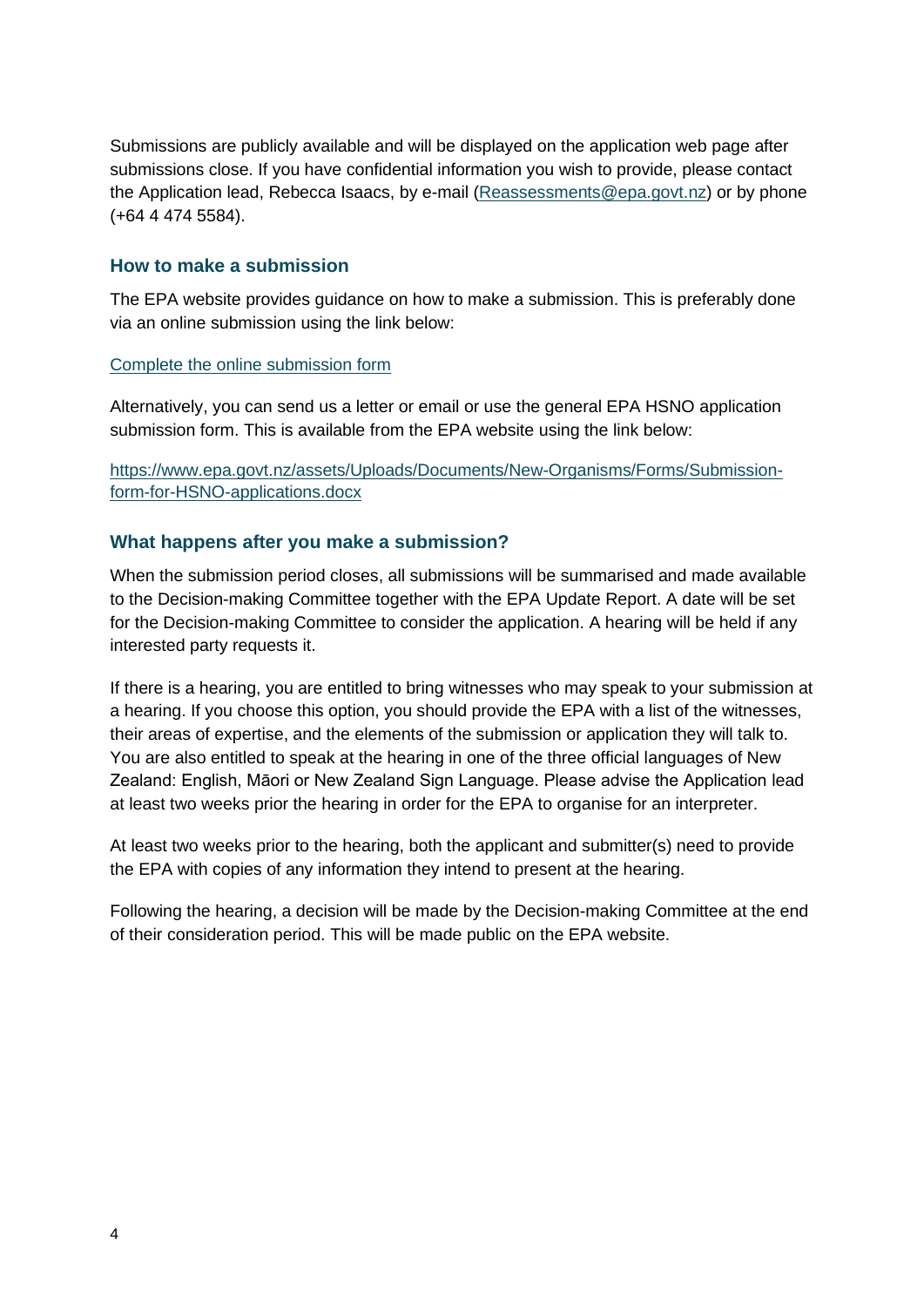Submissions are publicly available and will be displayed on the application web page after submissions close. If you have confidential information you wish to provide, please contact the Application lead, Rebecca Isaacs, by e-mail (Reassessments@epa.govt.nz) or by phone (+64 4 474 5584).

### How to make a submission

The EPA website provides guidance on how to make a submission. This is preferably done via an online submission using the link below:

Complete the online submission form

Alternatively, you can send us a letter or email or use the general EPA HSNO application submission form. This is available from the EPA website using the link below:

https://www.epa.govt.nz/assets/Uploads/Documents/New-Organisms/Forms/Submission-form-for-HSNO-applications.docx

### What happens after you make a submission?

When the submission period closes, all submissions will be summarised and made available to the Decision-making Committee together with the EPA Update Report. A date will be set for the Decision-making Committee to consider the application. A hearing will be held if any interested party requests it.

If there is a hearing, you are entitled to bring witnesses who may speak to your submission at a hearing. If you choose this option, you should provide the EPA with a list of the witnesses, their areas of expertise, and the elements of the submission or application they will talk to. You are also entitled to speak at the hearing in one of the three official languages of New Zealand: English, Māori or New Zealand Sign Language. Please advise the Application lead at least two weeks prior the hearing in order for the EPA to organise for an interpreter.

At least two weeks prior to the hearing, both the applicant and submitter(s) need to provide the EPA with copies of any information they intend to present at the hearing.

Following the hearing, a decision will be made by the Decision-making Committee at the end of their consideration period. This will be made public on the EPA website.